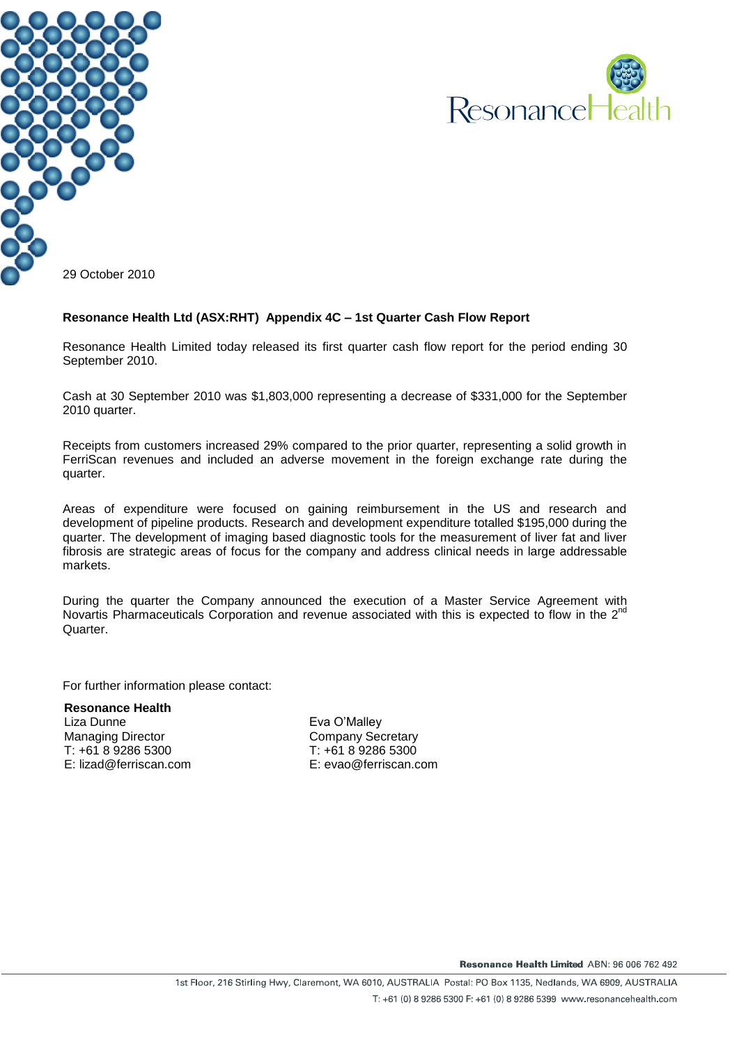29 October 2010

**Resonance Health Ltd (ASX:RHT) Appendix 4C – 1st Quarter Cash Flow Report**

Resonance Health Limited today released its first quarter cash flow report for the period ending 30 September 2010.

Cash at 30 September 2010 was $1,803,000 representing a decrease of $331,000 for the September 2010 quarter.

Receipts from customers increased 29% compared to the prior quarter, representing a solid growth in FerriScan revenues and included an adverse movement in the foreign exchange rate during the quarter.

Areas of expenditure were focused on gaining reimbursement in the US and research and development of pipeline products. Research and development expenditure totalled $195,000 during the quarter. The development of imaging based diagnostic tools for the measurement of liver fat and liver fibrosis are strategic areas of focus for the company and address clinical needs in large addressable markets.

During the quarter the Company announced the execution of a Master Service Agreement with Novartis Pharmaceuticals Corporation and revenue associated with this is expected to flow in the 2nd Quarter.

For further information please contact:

**Resonance Health**

Liza Dunne
Managing Director
T: +61 8 9286 5300
E: lizad@ferriscan.com

Eva O'Malley
Company Secretary
T: +61 8 9286 5300
E: evao@ferriscan.com

**Resonance Health Limited** ABN: 96 006 762 492

1st Floor, 216 Stirling Hwy, Claremont, WA 6010, AUSTRALIA Postal: PO Box 1135, Nedlands, WA 6909, AUSTRALIA

T: +61 (0) 8 9286 5300 F: +61 (0) 8 9286 5399 www.resonancehealth.com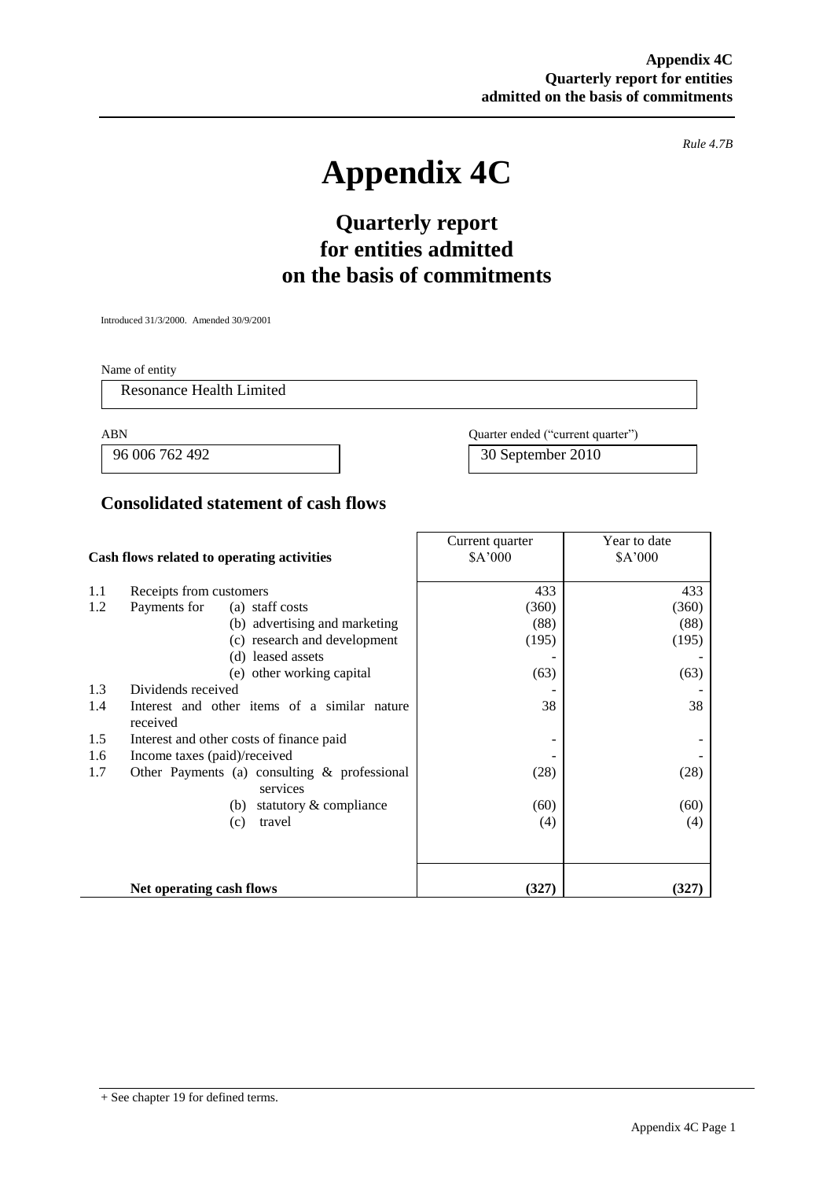*Rule 4.7B*

# Appendix 4C

## Quarterly report for entities admitted on the basis of commitments

Introduced 31/3/2000. Amended 30/9/2001

Name of entity

Resonance Health Limited

| ABN | Quarter ended ("current quarter") |
|---|---|
| 96 006 762 492 | 30 September 2010 |

### Consolidated statement of cash flows

| | Cash flows related to operating activities | Current quarter $A'000 | Year to date $A'000 |
|---|---|---|---|
| 1.1 | Receipts from customers | 433 | 433 |
| 1.2 | Payments for (a) staff costs | (360) | (360) |
| | (b) advertising and marketing | (88) | (88) |
| | (c) research and development | (195) | (195) |
| | (d) leased assets | - | - |
| | (e) other working capital | (63) | (63) |
| 1.3 | Dividends received | - | - |
| 1.4 | Interest and other items of a similar nature received | 38 | 38 |
| 1.5 | Interest and other costs of finance paid | - | - |
| 1.6 | Income taxes (paid)/received | - | - |
| 1.7 | Other Payments (a) consulting & professional services | (28) | (28) |
| | (b) statutory & compliance | (60) | (60) |
| | (c) travel | (4) | (4) |
| | **Net operating cash flows** | **(327)** | **(327)** |

+ See chapter 19 for defined terms.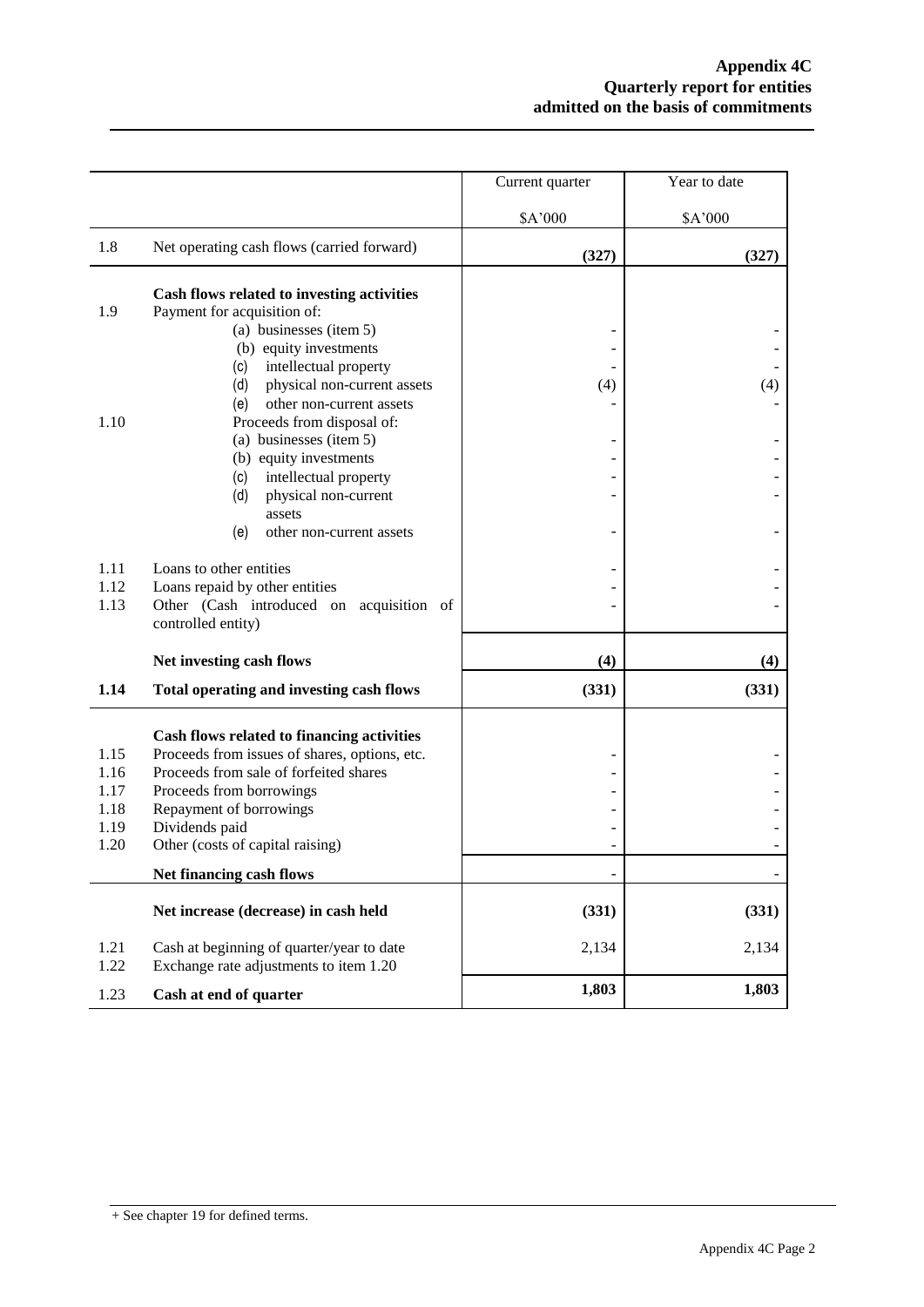| | | Current quarter | Year to date |
|---|---|---|---|
| | | $A'000 | $A'000 |
| 1.8 | Net operating cash flows (carried forward) | **(327)** | **(327)** |
| | **Cash flows related to investing activities** | | |
| 1.9 | Payment for acquisition of: | | |
| | (a) businesses (item 5) | - | - |
| | (b) equity investments | - | - |
| | (c) intellectual property | - | - |
| | (d) physical non-current assets | (4) | (4) |
| | (e) other non-current assets | - | - |
| 1.10 | Proceeds from disposal of: | | |
| | (a) businesses (item 5) | - | - |
| | (b) equity investments | - | - |
| | (c) intellectual property | - | - |
| | (d) physical non-current assets | - | - |
| | (e) other non-current assets | - | - |
| 1.11 | Loans to other entities | - | - |
| 1.12 | Loans repaid by other entities | - | - |
| 1.13 | Other (Cash introduced on acquisition of controlled entity) | - | - |
| | **Net investing cash flows** | **(4)** | **(4)** |
| **1.14** | **Total operating and investing cash flows** | **(331)** | **(331)** |
| | **Cash flows related to financing activities** | | |
| 1.15 | Proceeds from issues of shares, options, etc. | - | - |
| 1.16 | Proceeds from sale of forfeited shares | - | - |
| 1.17 | Proceeds from borrowings | - | - |
| 1.18 | Repayment of borrowings | - | - |
| 1.19 | Dividends paid | - | - |
| 1.20 | Other (costs of capital raising) | - | - |
| | **Net financing cash flows** | - | - |
| | **Net increase (decrease) in cash held** | **(331)** | **(331)** |
| 1.21 | Cash at beginning of quarter/year to date | 2,134 | 2,134 |
| 1.22 | Exchange rate adjustments to item 1.20 | | |
| 1.23 | **Cash at end of quarter** | **1,803** | **1,803** |

+ See chapter 19 for defined terms.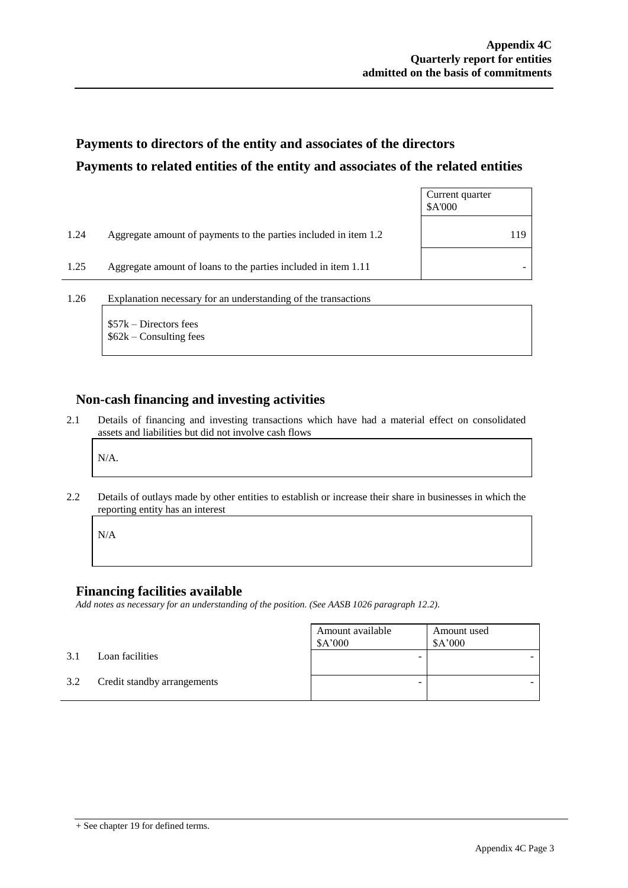## Payments to directors of the entity and associates of the directors

## Payments to related entities of the entity and associates of the related entities

| | | Current quarter $A'000 |
|---|---|---|
| 1.24 | Aggregate amount of payments to the parties included in item 1.2 | 119 |
| 1.25 | Aggregate amount of loans to the parties included in item 1.11 | - |

1.26 Explanation necessary for an understanding of the transactions

$57k – Directors fees
$62k – Consulting fees

## Non-cash financing and investing activities

2.1 Details of financing and investing transactions which have had a material effect on consolidated assets and liabilities but did not involve cash flows

N/A.

2.2 Details of outlays made by other entities to establish or increase their share in businesses in which the reporting entity has an interest

N/A

## Financing facilities available

*Add notes as necessary for an understanding of the position. (See AASB 1026 paragraph 12.2).*

| | | Amount available $A'000 | Amount used $A'000 |
|---|---|---|---|
| 3.1 | Loan facilities | - | - |
| 3.2 | Credit standby arrangements | - | - |

+ See chapter 19 for defined terms.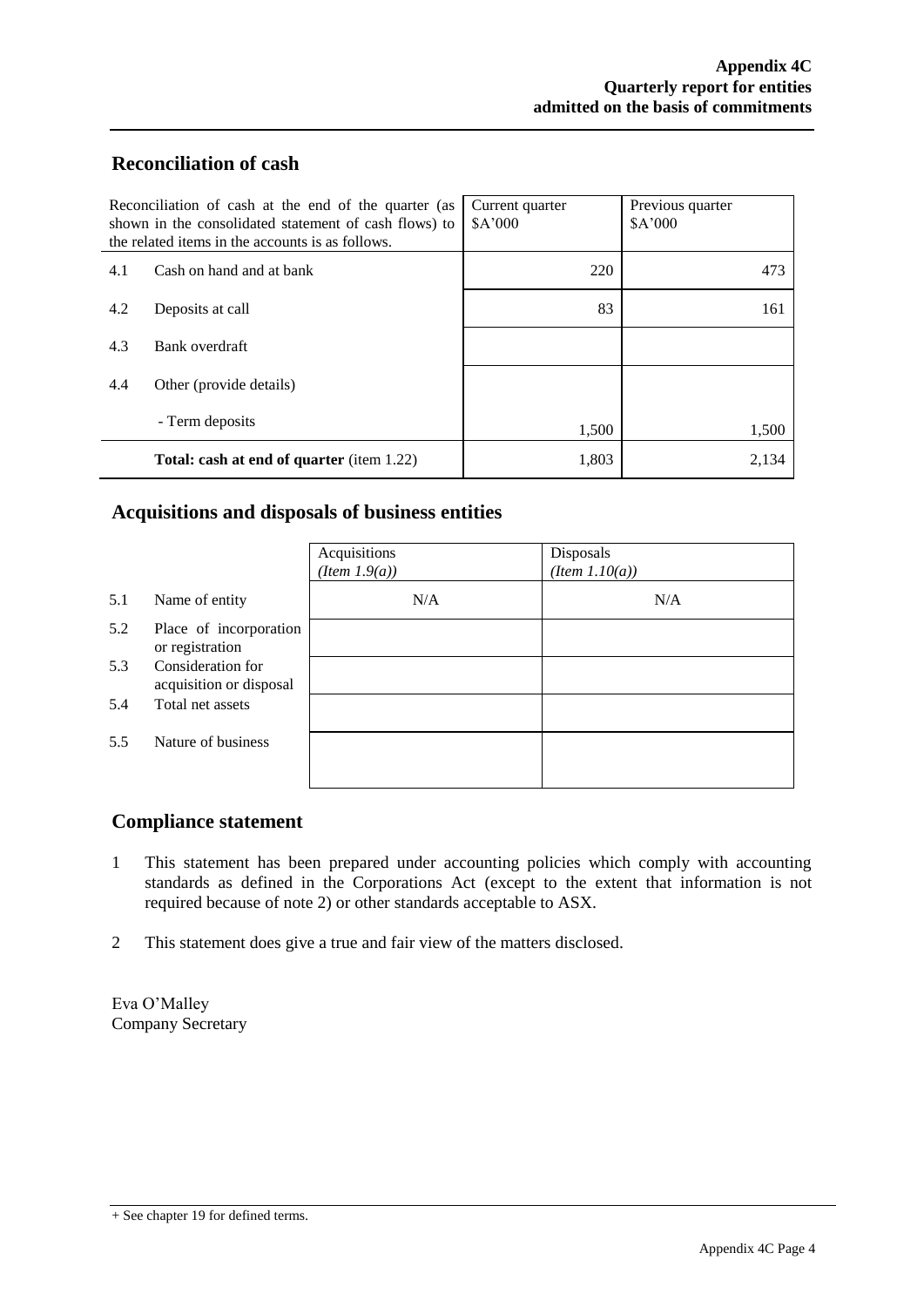## Reconciliation of cash

| Reconciliation of cash at the end of the quarter (as shown in the consolidated statement of cash flows) to the related items in the accounts is as follows. | | Current quarter $A'000 | Previous quarter $A'000 |
|---|---|---|---|
| 4.1 | Cash on hand and at bank | 220 | 473 |
| 4.2 | Deposits at call | 83 | 161 |
| 4.3 | Bank overdraft | | |
| 4.4 | Other (provide details) | | |
| | - Term deposits | 1,500 | 1,500 |
| | **Total: cash at end of quarter** (item 1.22) | 1,803 | 2,134 |

## Acquisitions and disposals of business entities

| | | Acquisitions *(Item 1.9(a))* | Disposals *(Item 1.10(a))* |
|---|---|---|---|
| 5.1 | Name of entity | N/A | N/A |
| 5.2 | Place of incorporation or registration | | |
| 5.3 | Consideration for acquisition or disposal | | |
| 5.4 | Total net assets | | |
| 5.5 | Nature of business | | |

## Compliance statement

1 This statement has been prepared under accounting policies which comply with accounting standards as defined in the Corporations Act (except to the extent that information is not required because of note 2) or other standards acceptable to ASX.

2 This statement does give a true and fair view of the matters disclosed.

Eva O'Malley
Company Secretary

+ See chapter 19 for defined terms.